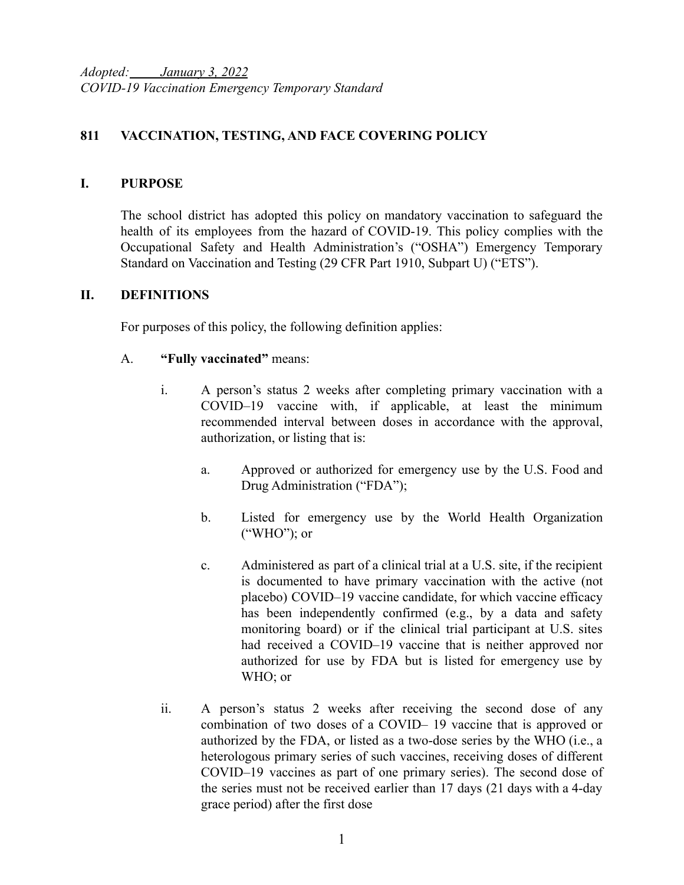*Adopted: January 3, 2022*
*COVID-19 Vaccination Emergency Temporary Standard*

# 811 VACCINATION, TESTING, AND FACE COVERING POLICY

## I. PURPOSE

The school district has adopted this policy on mandatory vaccination to safeguard the health of its employees from the hazard of COVID-19. This policy complies with the Occupational Safety and Health Administration's ("OSHA") Emergency Temporary Standard on Vaccination and Testing (29 CFR Part 1910, Subpart U) ("ETS").

## II. DEFINITIONS

For purposes of this policy, the following definition applies:

A. **"Fully vaccinated"** means:

i. A person's status 2 weeks after completing primary vaccination with a COVID–19 vaccine with, if applicable, at least the minimum recommended interval between doses in accordance with the approval, authorization, or listing that is:

a. Approved or authorized for emergency use by the U.S. Food and Drug Administration ("FDA");

b. Listed for emergency use by the World Health Organization ("WHO"); or

c. Administered as part of a clinical trial at a U.S. site, if the recipient is documented to have primary vaccination with the active (not placebo) COVID–19 vaccine candidate, for which vaccine efficacy has been independently confirmed (e.g., by a data and safety monitoring board) or if the clinical trial participant at U.S. sites had received a COVID–19 vaccine that is neither approved nor authorized for use by FDA but is listed for emergency use by WHO; or

ii. A person's status 2 weeks after receiving the second dose of any combination of two doses of a COVID– 19 vaccine that is approved or authorized by the FDA, or listed as a two-dose series by the WHO (i.e., a heterologous primary series of such vaccines, receiving doses of different COVID–19 vaccines as part of one primary series). The second dose of the series must not be received earlier than 17 days (21 days with a 4-day grace period) after the first dose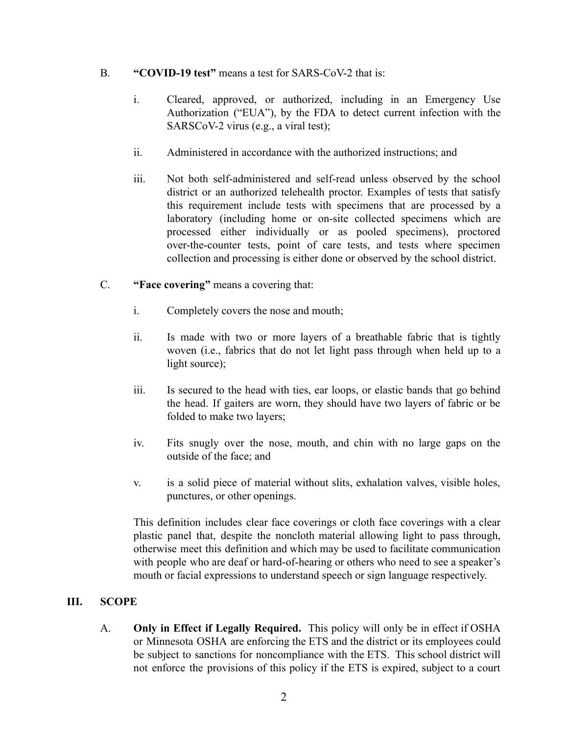B. **"COVID-19 test"** means a test for SARS-CoV-2 that is:

i. Cleared, approved, or authorized, including in an Emergency Use Authorization ("EUA"), by the FDA to detect current infection with the SARSCoV-2 virus (e.g., a viral test);

ii. Administered in accordance with the authorized instructions; and

iii. Not both self-administered and self-read unless observed by the school district or an authorized telehealth proctor. Examples of tests that satisfy this requirement include tests with specimens that are processed by a laboratory (including home or on-site collected specimens which are processed either individually or as pooled specimens), proctored over-the-counter tests, point of care tests, and tests where specimen collection and processing is either done or observed by the school district.

C. **"Face covering"** means a covering that:

i. Completely covers the nose and mouth;

ii. Is made with two or more layers of a breathable fabric that is tightly woven (i.e., fabrics that do not let light pass through when held up to a light source);

iii. Is secured to the head with ties, ear loops, or elastic bands that go behind the head. If gaiters are worn, they should have two layers of fabric or be folded to make two layers;

iv. Fits snugly over the nose, mouth, and chin with no large gaps on the outside of the face; and

v. is a solid piece of material without slits, exhalation valves, visible holes, punctures, or other openings.

This definition includes clear face coverings or cloth face coverings with a clear plastic panel that, despite the noncloth material allowing light to pass through, otherwise meet this definition and which may be used to facilitate communication with people who are deaf or hard-of-hearing or others who need to see a speaker's mouth or facial expressions to understand speech or sign language respectively.

## III. SCOPE

A. **Only in Effect if Legally Required.** This policy will only be in effect if OSHA or Minnesota OSHA are enforcing the ETS and the district or its employees could be subject to sanctions for noncompliance with the ETS. This school district will not enforce the provisions of this policy if the ETS is expired, subject to a court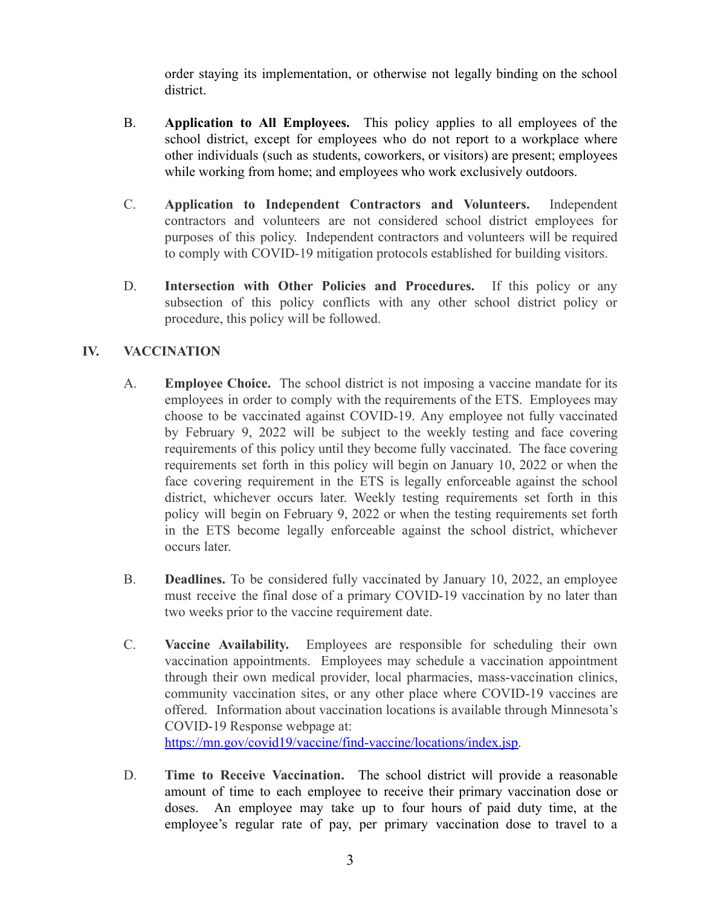order staying its implementation, or otherwise not legally binding on the school district.

B. **Application to All Employees.** This policy applies to all employees of the school district, except for employees who do not report to a workplace where other individuals (such as students, coworkers, or visitors) are present; employees while working from home; and employees who work exclusively outdoors.

C. **Application to Independent Contractors and Volunteers.** Independent contractors and volunteers are not considered school district employees for purposes of this policy. Independent contractors and volunteers will be required to comply with COVID-19 mitigation protocols established for building visitors.

D. **Intersection with Other Policies and Procedures.** If this policy or any subsection of this policy conflicts with any other school district policy or procedure, this policy will be followed.

## IV. VACCINATION

A. **Employee Choice.** The school district is not imposing a vaccine mandate for its employees in order to comply with the requirements of the ETS. Employees may choose to be vaccinated against COVID-19. Any employee not fully vaccinated by February 9, 2022 will be subject to the weekly testing and face covering requirements of this policy until they become fully vaccinated. The face covering requirements set forth in this policy will begin on January 10, 2022 or when the face covering requirement in the ETS is legally enforceable against the school district, whichever occurs later. Weekly testing requirements set forth in this policy will begin on February 9, 2022 or when the testing requirements set forth in the ETS become legally enforceable against the school district, whichever occurs later.

B. **Deadlines.** To be considered fully vaccinated by January 10, 2022, an employee must receive the final dose of a primary COVID-19 vaccination by no later than two weeks prior to the vaccine requirement date.

C. **Vaccine Availability.** Employees are responsible for scheduling their own vaccination appointments. Employees may schedule a vaccination appointment through their own medical provider, local pharmacies, mass-vaccination clinics, community vaccination sites, or any other place where COVID-19 vaccines are offered. Information about vaccination locations is available through Minnesota's COVID-19 Response webpage at: [https://mn.gov/covid19/vaccine/find-vaccine/locations/index.jsp](https://mn.gov/covid19/vaccine/find-vaccine/locations/index.jsp).

D. **Time to Receive Vaccination.** The school district will provide a reasonable amount of time to each employee to receive their primary vaccination dose or doses. An employee may take up to four hours of paid duty time, at the employee's regular rate of pay, per primary vaccination dose to travel to a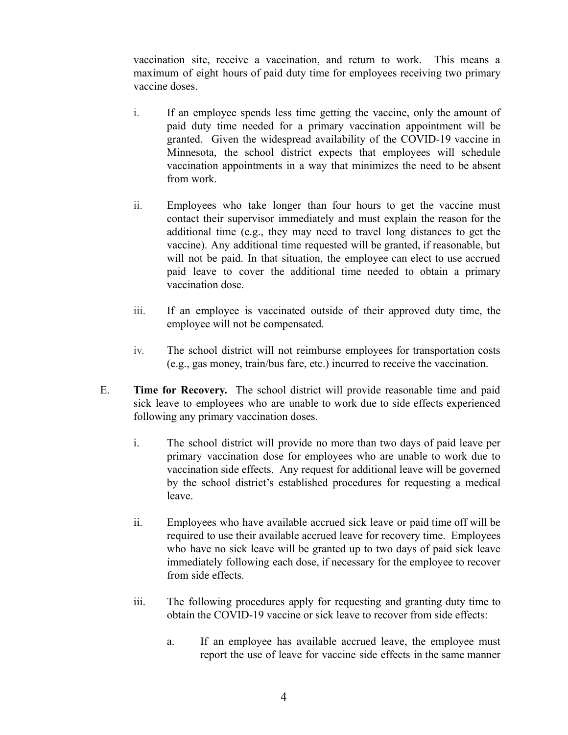vaccination site, receive a vaccination, and return to work. This means a maximum of eight hours of paid duty time for employees receiving two primary vaccine doses.

i. If an employee spends less time getting the vaccine, only the amount of paid duty time needed for a primary vaccination appointment will be granted. Given the widespread availability of the COVID-19 vaccine in Minnesota, the school district expects that employees will schedule vaccination appointments in a way that minimizes the need to be absent from work.

ii. Employees who take longer than four hours to get the vaccine must contact their supervisor immediately and must explain the reason for the additional time (e.g., they may need to travel long distances to get the vaccine). Any additional time requested will be granted, if reasonable, but will not be paid. In that situation, the employee can elect to use accrued paid leave to cover the additional time needed to obtain a primary vaccination dose.

iii. If an employee is vaccinated outside of their approved duty time, the employee will not be compensated.

iv. The school district will not reimburse employees for transportation costs (e.g., gas money, train/bus fare, etc.) incurred to receive the vaccination.

E. **Time for Recovery.** The school district will provide reasonable time and paid sick leave to employees who are unable to work due to side effects experienced following any primary vaccination doses.

i. The school district will provide no more than two days of paid leave per primary vaccination dose for employees who are unable to work due to vaccination side effects. Any request for additional leave will be governed by the school district's established procedures for requesting a medical leave.

ii. Employees who have available accrued sick leave or paid time off will be required to use their available accrued leave for recovery time. Employees who have no sick leave will be granted up to two days of paid sick leave immediately following each dose, if necessary for the employee to recover from side effects.

iii. The following procedures apply for requesting and granting duty time to obtain the COVID-19 vaccine or sick leave to recover from side effects:

a. If an employee has available accrued leave, the employee must report the use of leave for vaccine side effects in the same manner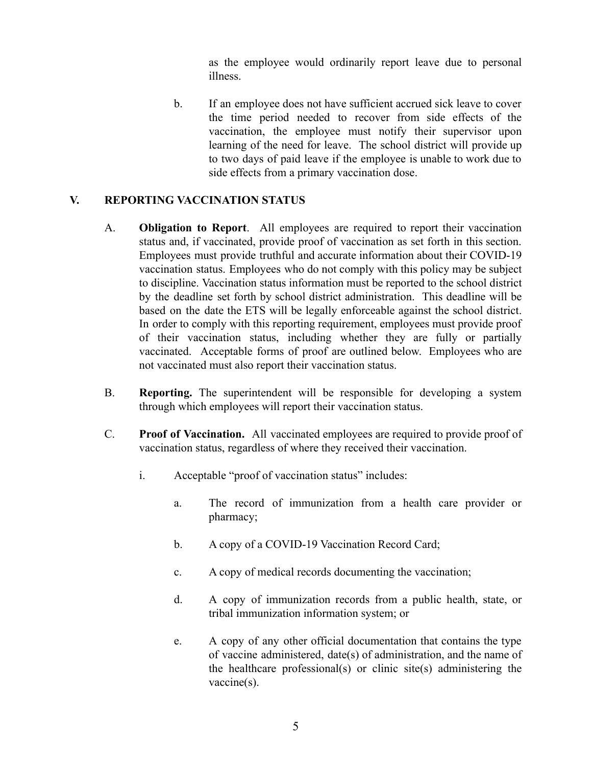as the employee would ordinarily report leave due to personal illness.

b. If an employee does not have sufficient accrued sick leave to cover the time period needed to recover from side effects of the vaccination, the employee must notify their supervisor upon learning of the need for leave. The school district will provide up to two days of paid leave if the employee is unable to work due to side effects from a primary vaccination dose.

## V. REPORTING VACCINATION STATUS

A. **Obligation to Report**. All employees are required to report their vaccination status and, if vaccinated, provide proof of vaccination as set forth in this section. Employees must provide truthful and accurate information about their COVID-19 vaccination status. Employees who do not comply with this policy may be subject to discipline. Vaccination status information must be reported to the school district by the deadline set forth by school district administration. This deadline will be based on the date the ETS will be legally enforceable against the school district. In order to comply with this reporting requirement, employees must provide proof of their vaccination status, including whether they are fully or partially vaccinated. Acceptable forms of proof are outlined below. Employees who are not vaccinated must also report their vaccination status.

B. **Reporting.** The superintendent will be responsible for developing a system through which employees will report their vaccination status.

C. **Proof of Vaccination.** All vaccinated employees are required to provide proof of vaccination status, regardless of where they received their vaccination.

i. Acceptable "proof of vaccination status" includes:

a. The record of immunization from a health care provider or pharmacy;

b. A copy of a COVID-19 Vaccination Record Card;

c. A copy of medical records documenting the vaccination;

d. A copy of immunization records from a public health, state, or tribal immunization information system; or

e. A copy of any other official documentation that contains the type of vaccine administered, date(s) of administration, and the name of the healthcare professional(s) or clinic site(s) administering the vaccine(s).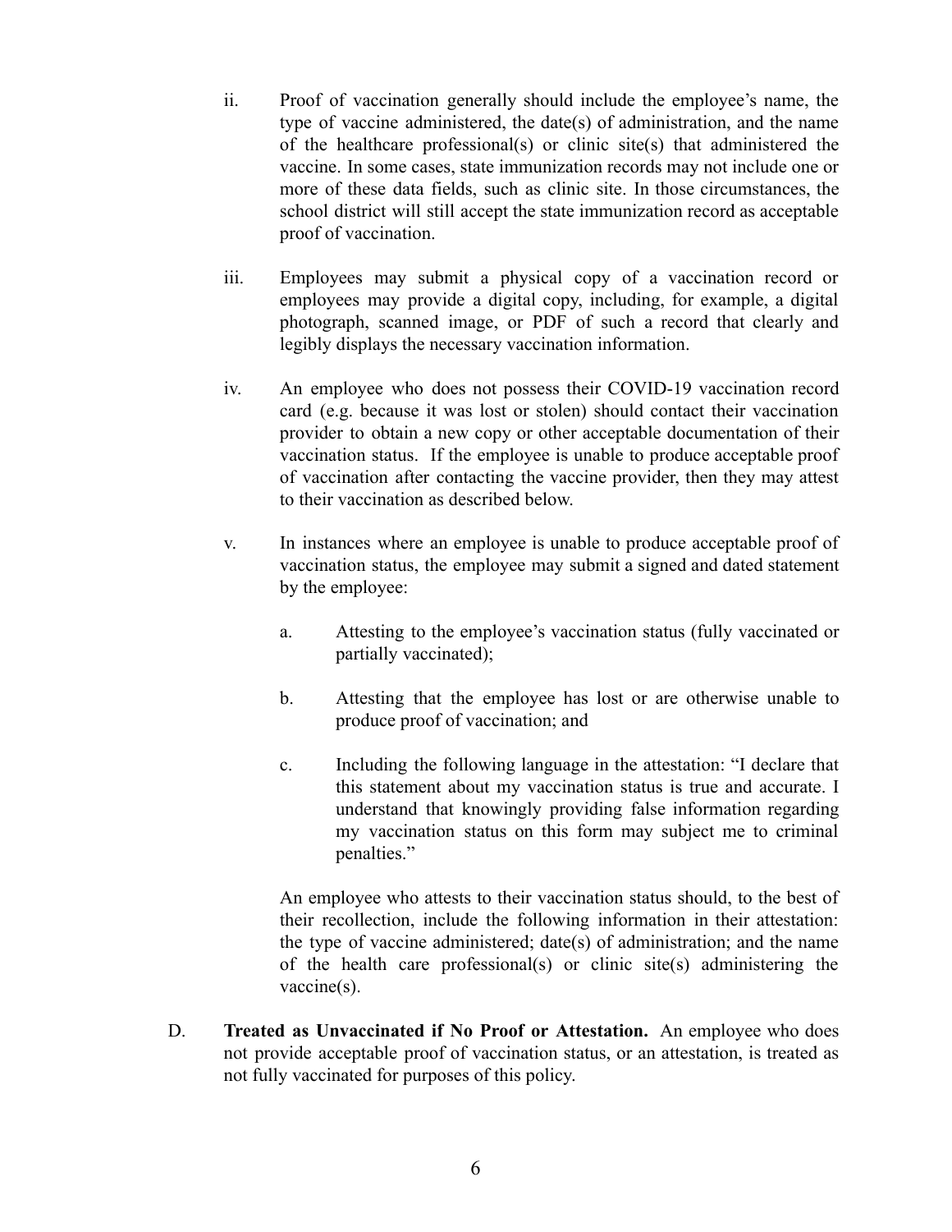ii. Proof of vaccination generally should include the employee's name, the type of vaccine administered, the date(s) of administration, and the name of the healthcare professional(s) or clinic site(s) that administered the vaccine. In some cases, state immunization records may not include one or more of these data fields, such as clinic site. In those circumstances, the school district will still accept the state immunization record as acceptable proof of vaccination.

iii. Employees may submit a physical copy of a vaccination record or employees may provide a digital copy, including, for example, a digital photograph, scanned image, or PDF of such a record that clearly and legibly displays the necessary vaccination information.

iv. An employee who does not possess their COVID-19 vaccination record card (e.g. because it was lost or stolen) should contact their vaccination provider to obtain a new copy or other acceptable documentation of their vaccination status. If the employee is unable to produce acceptable proof of vaccination after contacting the vaccine provider, then they may attest to their vaccination as described below.

v. In instances where an employee is unable to produce acceptable proof of vaccination status, the employee may submit a signed and dated statement by the employee:

a. Attesting to the employee's vaccination status (fully vaccinated or partially vaccinated);

b. Attesting that the employee has lost or are otherwise unable to produce proof of vaccination; and

c. Including the following language in the attestation: "I declare that this statement about my vaccination status is true and accurate. I understand that knowingly providing false information regarding my vaccination status on this form may subject me to criminal penalties."

An employee who attests to their vaccination status should, to the best of their recollection, include the following information in their attestation: the type of vaccine administered; date(s) of administration; and the name of the health care professional(s) or clinic site(s) administering the vaccine(s).

D. **Treated as Unvaccinated if No Proof or Attestation.** An employee who does not provide acceptable proof of vaccination status, or an attestation, is treated as not fully vaccinated for purposes of this policy.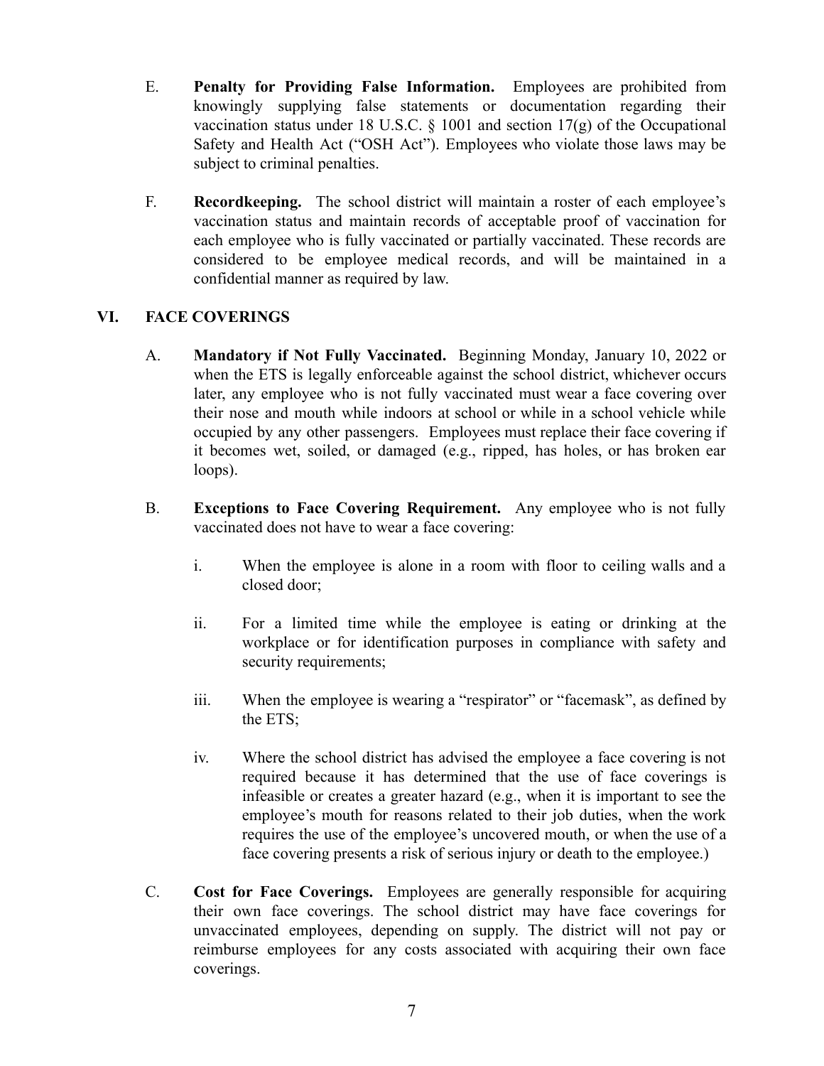E. **Penalty for Providing False Information.** Employees are prohibited from knowingly supplying false statements or documentation regarding their vaccination status under 18 U.S.C. § 1001 and section 17(g) of the Occupational Safety and Health Act ("OSH Act"). Employees who violate those laws may be subject to criminal penalties.

F. **Recordkeeping.** The school district will maintain a roster of each employee's vaccination status and maintain records of acceptable proof of vaccination for each employee who is fully vaccinated or partially vaccinated. These records are considered to be employee medical records, and will be maintained in a confidential manner as required by law.

## VI. FACE COVERINGS

A. **Mandatory if Not Fully Vaccinated.** Beginning Monday, January 10, 2022 or when the ETS is legally enforceable against the school district, whichever occurs later, any employee who is not fully vaccinated must wear a face covering over their nose and mouth while indoors at school or while in a school vehicle while occupied by any other passengers. Employees must replace their face covering if it becomes wet, soiled, or damaged (e.g., ripped, has holes, or has broken ear loops).

B. **Exceptions to Face Covering Requirement.** Any employee who is not fully vaccinated does not have to wear a face covering:

i. When the employee is alone in a room with floor to ceiling walls and a closed door;

ii. For a limited time while the employee is eating or drinking at the workplace or for identification purposes in compliance with safety and security requirements;

iii. When the employee is wearing a "respirator" or "facemask", as defined by the ETS;

iv. Where the school district has advised the employee a face covering is not required because it has determined that the use of face coverings is infeasible or creates a greater hazard (e.g., when it is important to see the employee's mouth for reasons related to their job duties, when the work requires the use of the employee's uncovered mouth, or when the use of a face covering presents a risk of serious injury or death to the employee.)

C. **Cost for Face Coverings.** Employees are generally responsible for acquiring their own face coverings. The school district may have face coverings for unvaccinated employees, depending on supply. The district will not pay or reimburse employees for any costs associated with acquiring their own face coverings.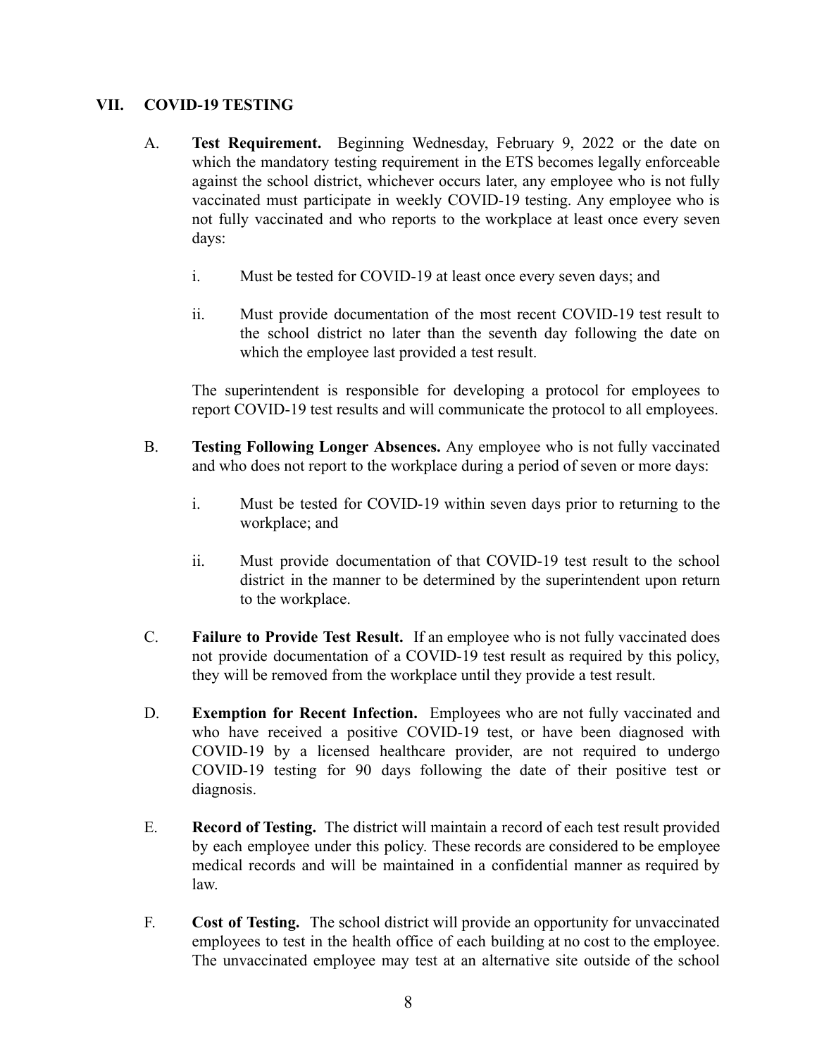## VII. COVID-19 TESTING

A. **Test Requirement.** Beginning Wednesday, February 9, 2022 or the date on which the mandatory testing requirement in the ETS becomes legally enforceable against the school district, whichever occurs later, any employee who is not fully vaccinated must participate in weekly COVID-19 testing. Any employee who is not fully vaccinated and who reports to the workplace at least once every seven days:

   i. Must be tested for COVID-19 at least once every seven days; and

   ii. Must provide documentation of the most recent COVID-19 test result to the school district no later than the seventh day following the date on which the employee last provided a test result.

   The superintendent is responsible for developing a protocol for employees to report COVID-19 test results and will communicate the protocol to all employees.

B. **Testing Following Longer Absences.** Any employee who is not fully vaccinated and who does not report to the workplace during a period of seven or more days:

   i. Must be tested for COVID-19 within seven days prior to returning to the workplace; and

   ii. Must provide documentation of that COVID-19 test result to the school district in the manner to be determined by the superintendent upon return to the workplace.

C. **Failure to Provide Test Result.** If an employee who is not fully vaccinated does not provide documentation of a COVID-19 test result as required by this policy, they will be removed from the workplace until they provide a test result.

D. **Exemption for Recent Infection.** Employees who are not fully vaccinated and who have received a positive COVID-19 test, or have been diagnosed with COVID-19 by a licensed healthcare provider, are not required to undergo COVID-19 testing for 90 days following the date of their positive test or diagnosis.

E. **Record of Testing.** The district will maintain a record of each test result provided by each employee under this policy. These records are considered to be employee medical records and will be maintained in a confidential manner as required by law.

F. **Cost of Testing.** The school district will provide an opportunity for unvaccinated employees to test in the health office of each building at no cost to the employee. The unvaccinated employee may test at an alternative site outside of the school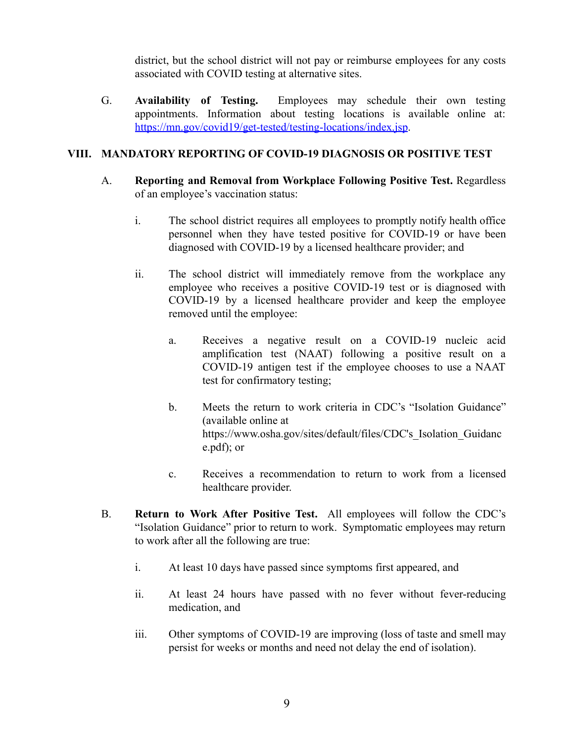district, but the school district will not pay or reimburse employees for any costs associated with COVID testing at alternative sites.

G. **Availability of Testing.** Employees may schedule their own testing appointments. Information about testing locations is available online at: [https://mn.gov/covid19/get-tested/testing-locations/index.jsp](https://mn.gov/covid19/get-tested/testing-locations/index.jsp).

## VIII. MANDATORY REPORTING OF COVID-19 DIAGNOSIS OR POSITIVE TEST

A. **Reporting and Removal from Workplace Following Positive Test.** Regardless of an employee's vaccination status:

i. The school district requires all employees to promptly notify health office personnel when they have tested positive for COVID-19 or have been diagnosed with COVID-19 by a licensed healthcare provider; and

ii. The school district will immediately remove from the workplace any employee who receives a positive COVID-19 test or is diagnosed with COVID-19 by a licensed healthcare provider and keep the employee removed until the employee:

a. Receives a negative result on a COVID-19 nucleic acid amplification test (NAAT) following a positive result on a COVID-19 antigen test if the employee chooses to use a NAAT test for confirmatory testing;

b. Meets the return to work criteria in CDC's "Isolation Guidance" (available online at https://www.osha.gov/sites/default/files/CDC's_Isolation_Guidance.pdf); or

c. Receives a recommendation to return to work from a licensed healthcare provider.

B. **Return to Work After Positive Test.** All employees will follow the CDC's "Isolation Guidance" prior to return to work. Symptomatic employees may return to work after all the following are true:

i. At least 10 days have passed since symptoms first appeared, and

ii. At least 24 hours have passed with no fever without fever-reducing medication, and

iii. Other symptoms of COVID-19 are improving (loss of taste and smell may persist for weeks or months and need not delay the end of isolation).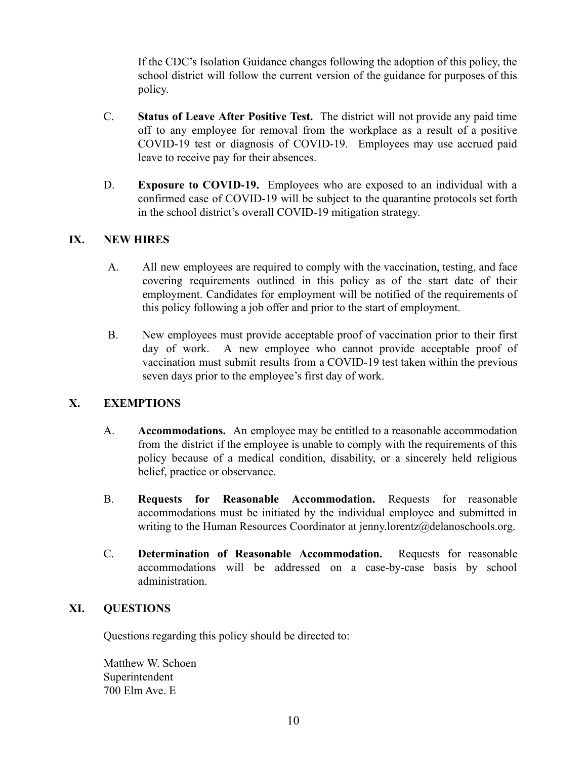If the CDC's Isolation Guidance changes following the adoption of this policy, the school district will follow the current version of the guidance for purposes of this policy.

C. **Status of Leave After Positive Test.** The district will not provide any paid time off to any employee for removal from the workplace as a result of a positive COVID-19 test or diagnosis of COVID-19. Employees may use accrued paid leave to receive pay for their absences.

D. **Exposure to COVID-19.** Employees who are exposed to an individual with a confirmed case of COVID-19 will be subject to the quarantine protocols set forth in the school district's overall COVID-19 mitigation strategy.

## IX. NEW HIRES

A. All new employees are required to comply with the vaccination, testing, and face covering requirements outlined in this policy as of the start date of their employment. Candidates for employment will be notified of the requirements of this policy following a job offer and prior to the start of employment.

B. New employees must provide acceptable proof of vaccination prior to their first day of work. A new employee who cannot provide acceptable proof of vaccination must submit results from a COVID-19 test taken within the previous seven days prior to the employee's first day of work.

## X. EXEMPTIONS

A. **Accommodations.** An employee may be entitled to a reasonable accommodation from the district if the employee is unable to comply with the requirements of this policy because of a medical condition, disability, or a sincerely held religious belief, practice or observance.

B. **Requests for Reasonable Accommodation.** Requests for reasonable accommodations must be initiated by the individual employee and submitted in writing to the Human Resources Coordinator at jenny.lorentz@delanoschools.org.

C. **Determination of Reasonable Accommodation.** Requests for reasonable accommodations will be addressed on a case-by-case basis by school administration.

## XI. QUESTIONS

Questions regarding this policy should be directed to:

Matthew W. Schoen
Superintendent
700 Elm Ave. E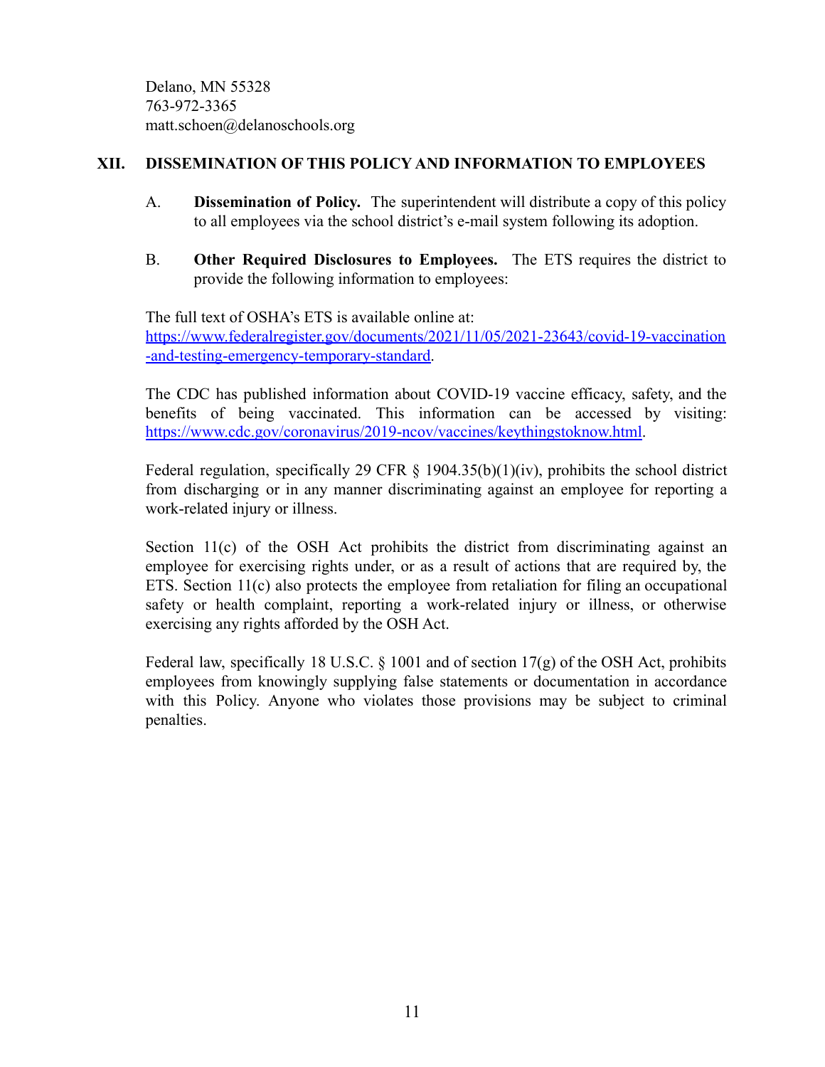Delano, MN 55328
763-972-3365
matt.schoen@delanoschools.org

## XII. DISSEMINATION OF THIS POLICY AND INFORMATION TO EMPLOYEES

A. **Dissemination of Policy.** The superintendent will distribute a copy of this policy to all employees via the school district's e-mail system following its adoption.

B. **Other Required Disclosures to Employees.** The ETS requires the district to provide the following information to employees:

The full text of OSHA's ETS is available online at: https://www.federalregister.gov/documents/2021/11/05/2021-23643/covid-19-vaccination-and-testing-emergency-temporary-standard.

The CDC has published information about COVID-19 vaccine efficacy, safety, and the benefits of being vaccinated. This information can be accessed by visiting: https://www.cdc.gov/coronavirus/2019-ncov/vaccines/keythingstoknow.html.

Federal regulation, specifically 29 CFR § 1904.35(b)(1)(iv), prohibits the school district from discharging or in any manner discriminating against an employee for reporting a work-related injury or illness.

Section 11(c) of the OSH Act prohibits the district from discriminating against an employee for exercising rights under, or as a result of actions that are required by, the ETS. Section 11(c) also protects the employee from retaliation for filing an occupational safety or health complaint, reporting a work-related injury or illness, or otherwise exercising any rights afforded by the OSH Act.

Federal law, specifically 18 U.S.C. § 1001 and of section 17(g) of the OSH Act, prohibits employees from knowingly supplying false statements or documentation in accordance with this Policy. Anyone who violates those provisions may be subject to criminal penalties.